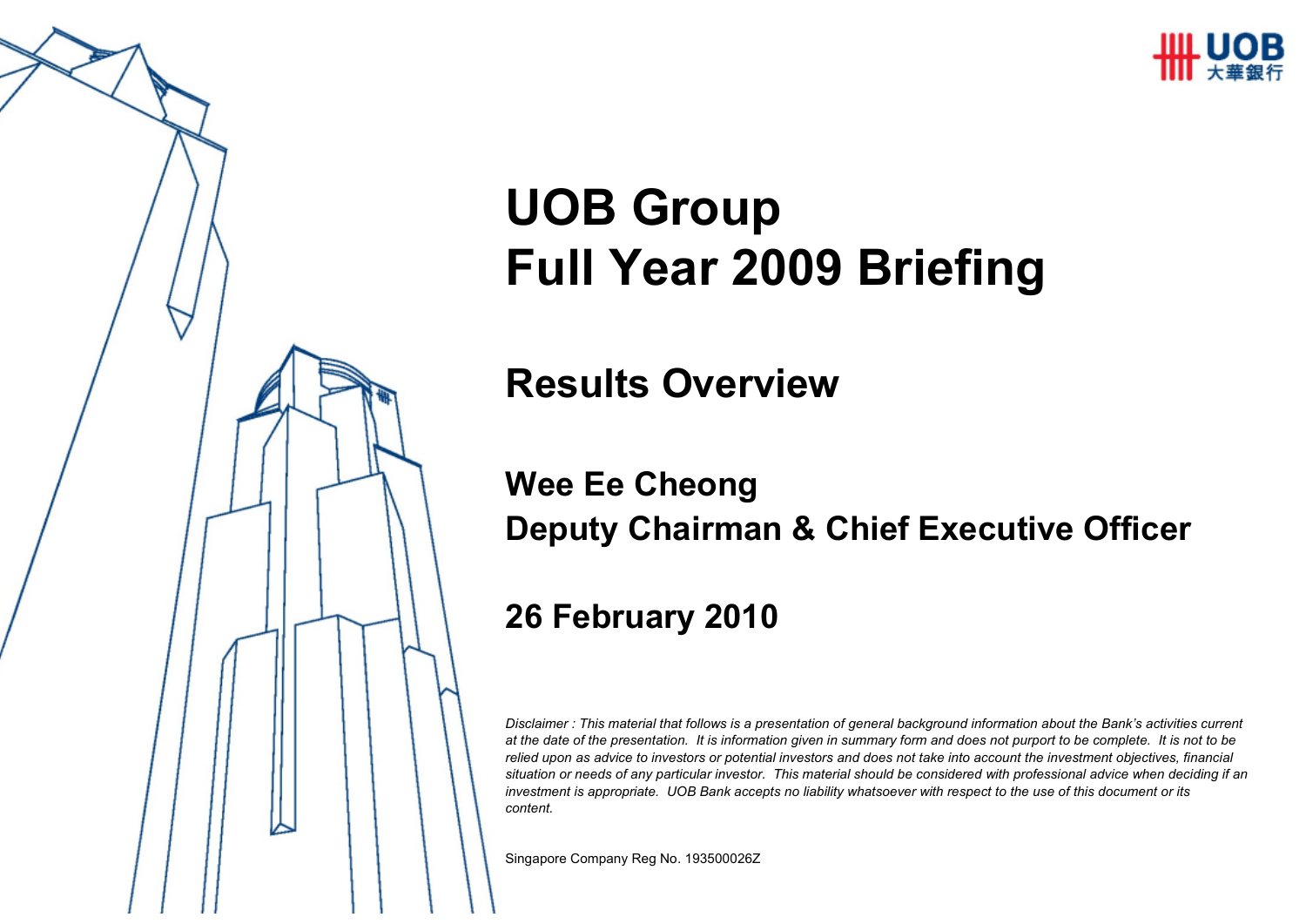# UOB Group
# Full Year 2009 Briefing

## Results Overview

**Wee Ee Cheong**
**Deputy Chairman & Chief Executive Officer**

**26 February 2010**

*Disclaimer : This material that follows is a presentation of general background information about the Bank's activities current at the date of the presentation. It is information given in summary form and does not purport to be complete. It is not to be relied upon as advice to investors or potential investors and does not take into account the investment objectives, financial situation or needs of any particular investor. This material should be considered with professional advice when deciding if an investment is appropriate. UOB Bank accepts no liability whatsoever with respect to the use of this document or its content.*

Singapore Company Reg No. 193500026Z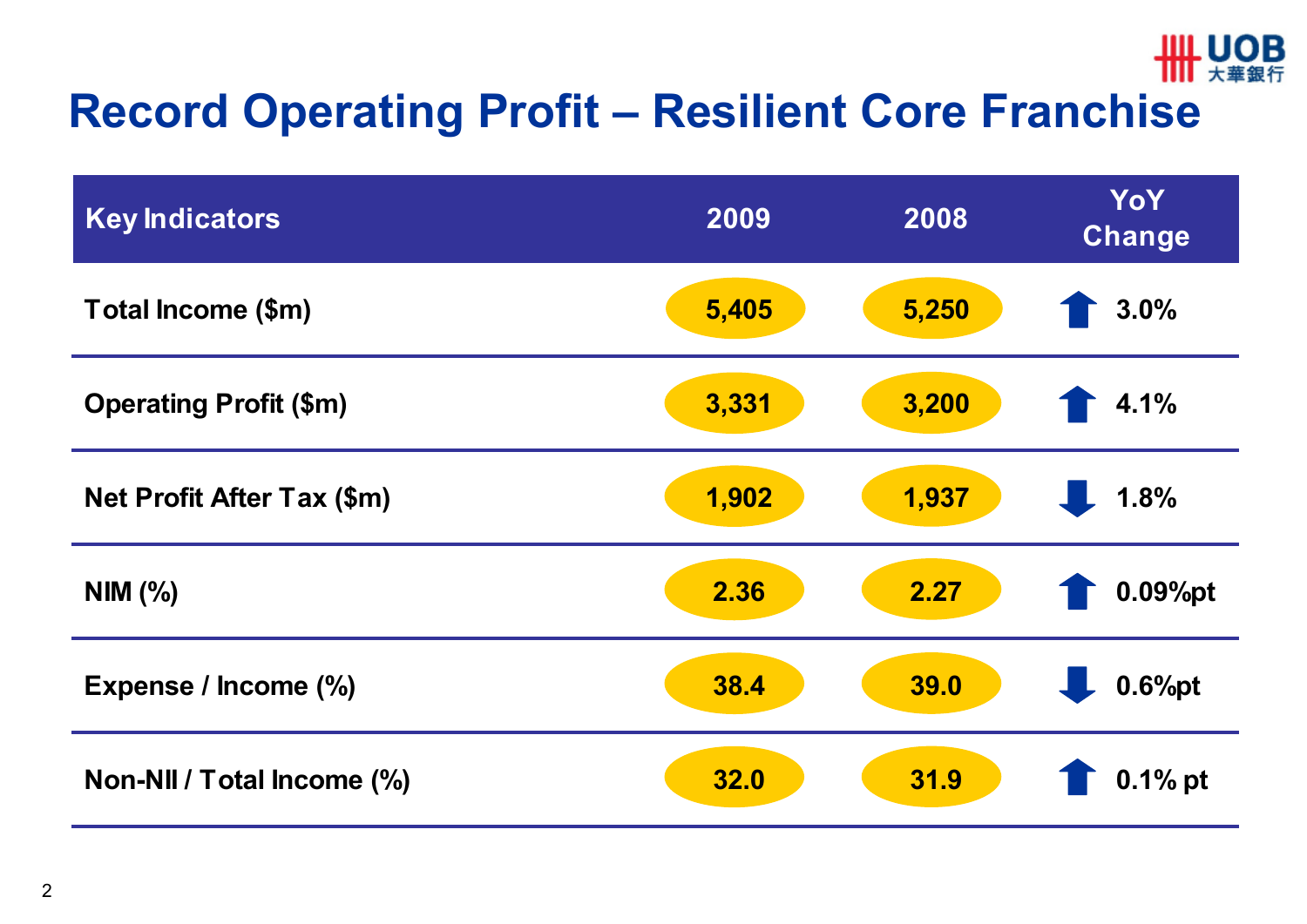# Record Operating Profit – Resilient Core Franchise

| Key Indicators | 2009 | 2008 | YoY Change |
|---|---|---|---|
| Total Income ($m) | 5,405 | 5,250 | ↑ 3.0% |
| Operating Profit ($m) | 3,331 | 3,200 | ↑ 4.1% |
| Net Profit After Tax ($m) | 1,902 | 1,937 | ↓ 1.8% |
| NIM (%) | 2.36 | 2.27 | ↑ 0.09%pt |
| Expense / Income (%) | 38.4 | 39.0 | ↓ 0.6%pt |
| Non-NII / Total Income (%) | 32.0 | 31.9 | ↑ 0.1% pt |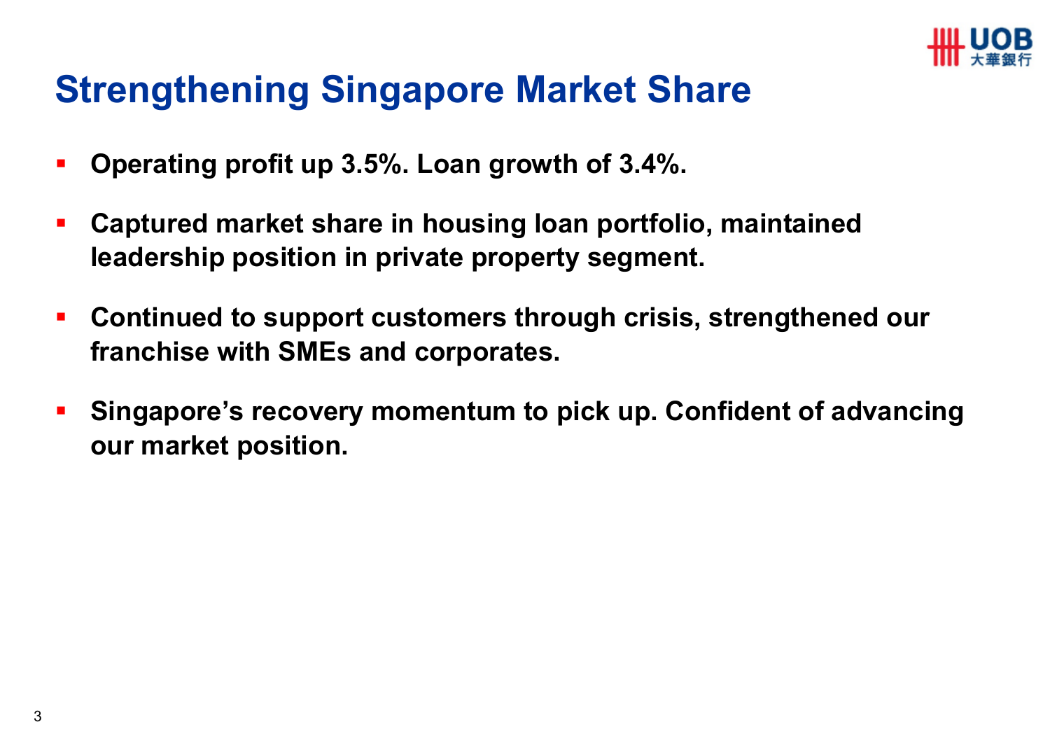# Strengthening Singapore Market Share

- **Operating profit up 3.5%. Loan growth of 3.4%.**
- **Captured market share in housing loan portfolio, maintained leadership position in private property segment.**
- **Continued to support customers through crisis, strengthened our franchise with SMEs and corporates.**
- **Singapore's recovery momentum to pick up. Confident of advancing our market position.**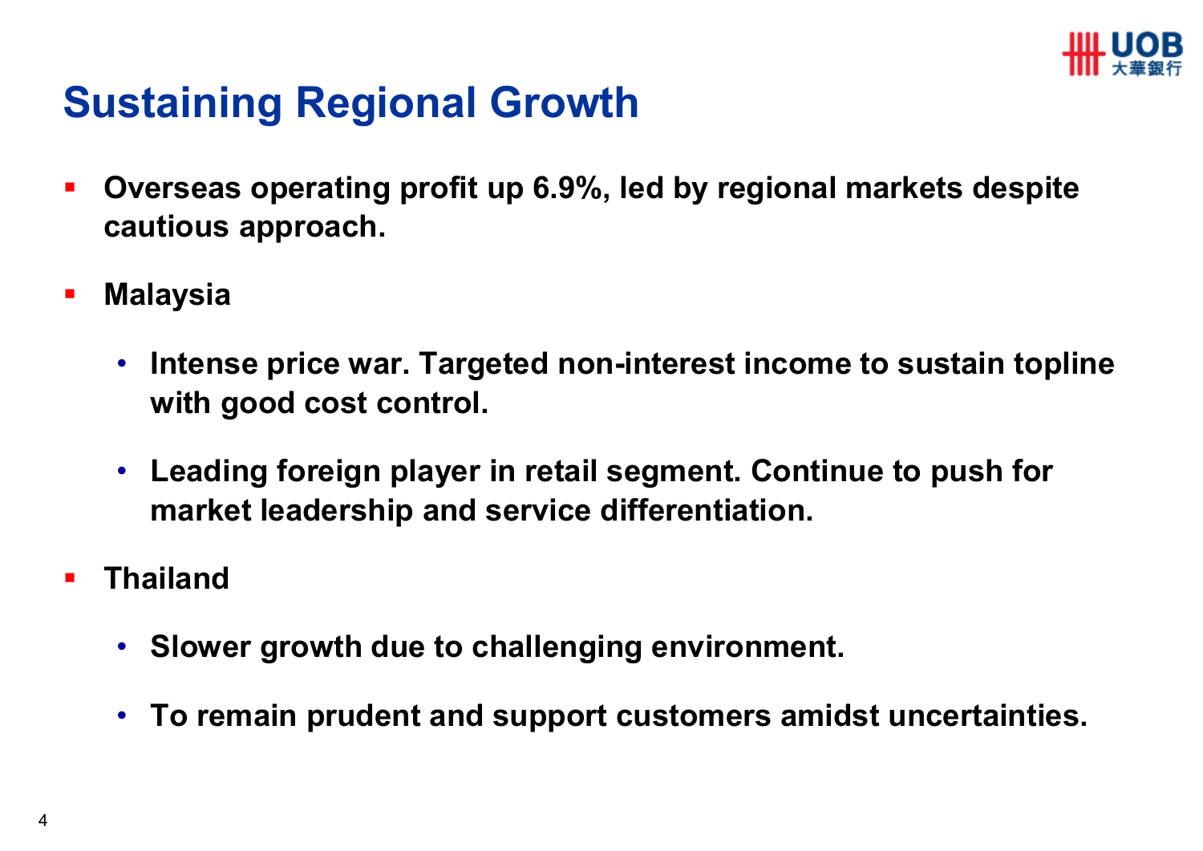# Sustaining Regional Growth

- **Overseas operating profit up 6.9%, led by regional markets despite cautious approach.**
- **Malaysia**
  - **Intense price war. Targeted non-interest income to sustain topline with good cost control.**
  - **Leading foreign player in retail segment. Continue to push for market leadership and service differentiation.**
- **Thailand**
  - **Slower growth due to challenging environment.**
  - **To remain prudent and support customers amidst uncertainties.**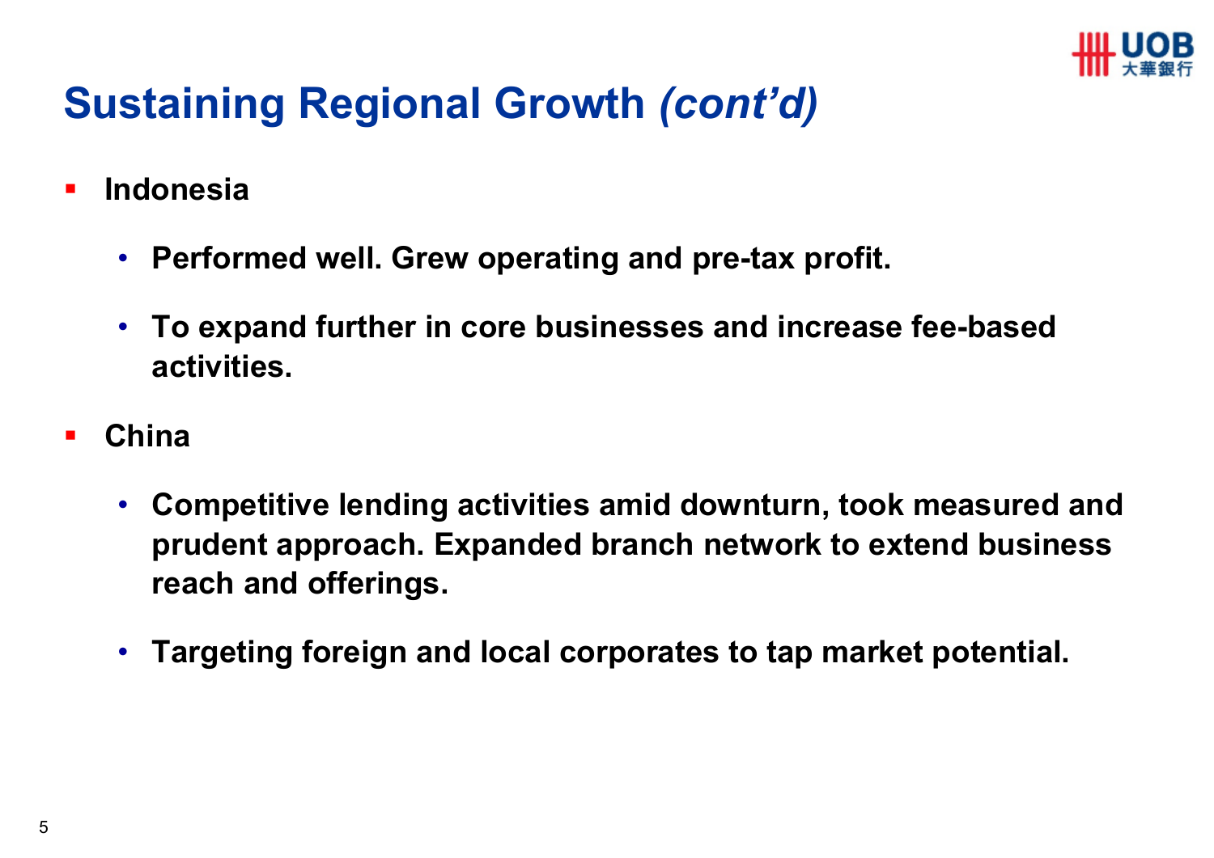# Sustaining Regional Growth *(cont'd)*

- **Indonesia**
  - **Performed well. Grew operating and pre-tax profit.**
  - **To expand further in core businesses and increase fee-based activities.**
- **China**
  - **Competitive lending activities amid downturn, took measured and prudent approach. Expanded branch network to extend business reach and offerings.**
  - **Targeting foreign and local corporates to tap market potential.**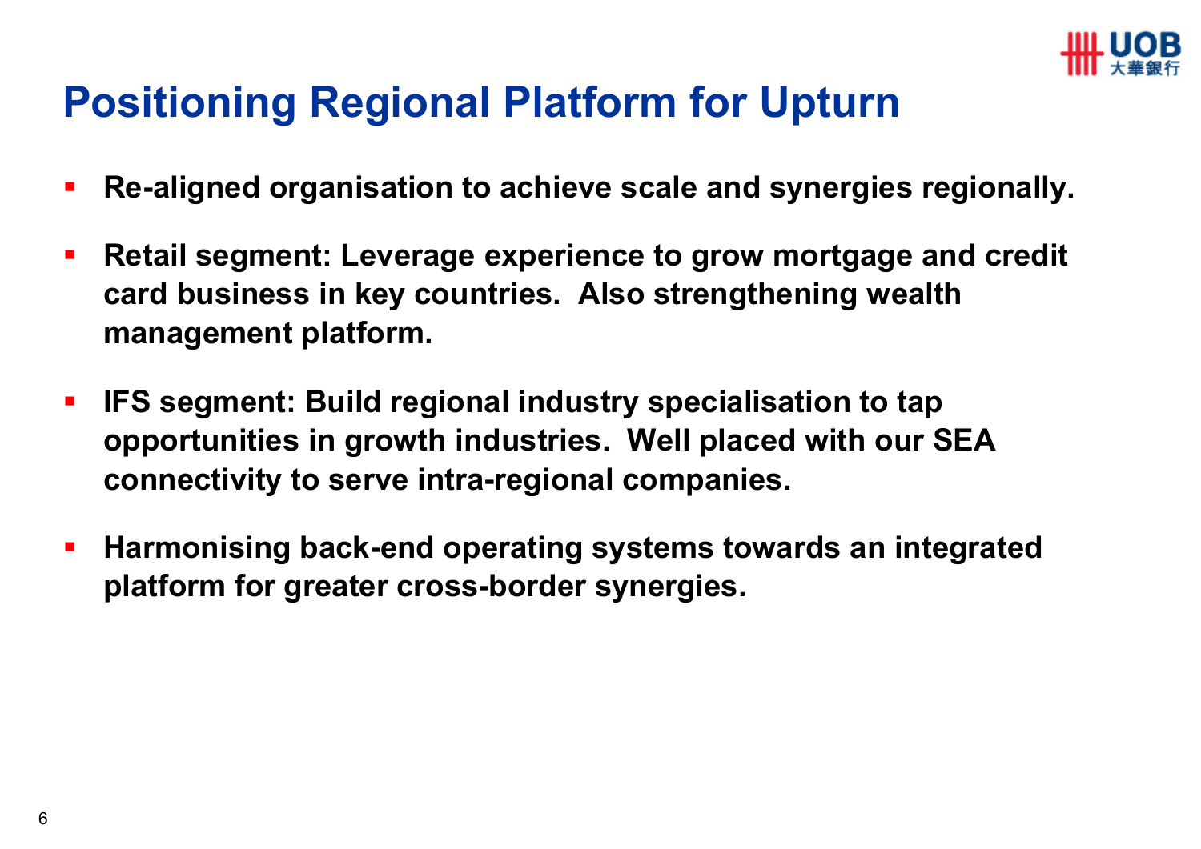# Positioning Regional Platform for Upturn

- **Re-aligned organisation to achieve scale and synergies regionally.**
- **Retail segment: Leverage experience to grow mortgage and credit card business in key countries. Also strengthening wealth management platform.**
- **IFS segment: Build regional industry specialisation to tap opportunities in growth industries. Well placed with our SEA connectivity to serve intra-regional companies.**
- **Harmonising back-end operating systems towards an integrated platform for greater cross-border synergies.**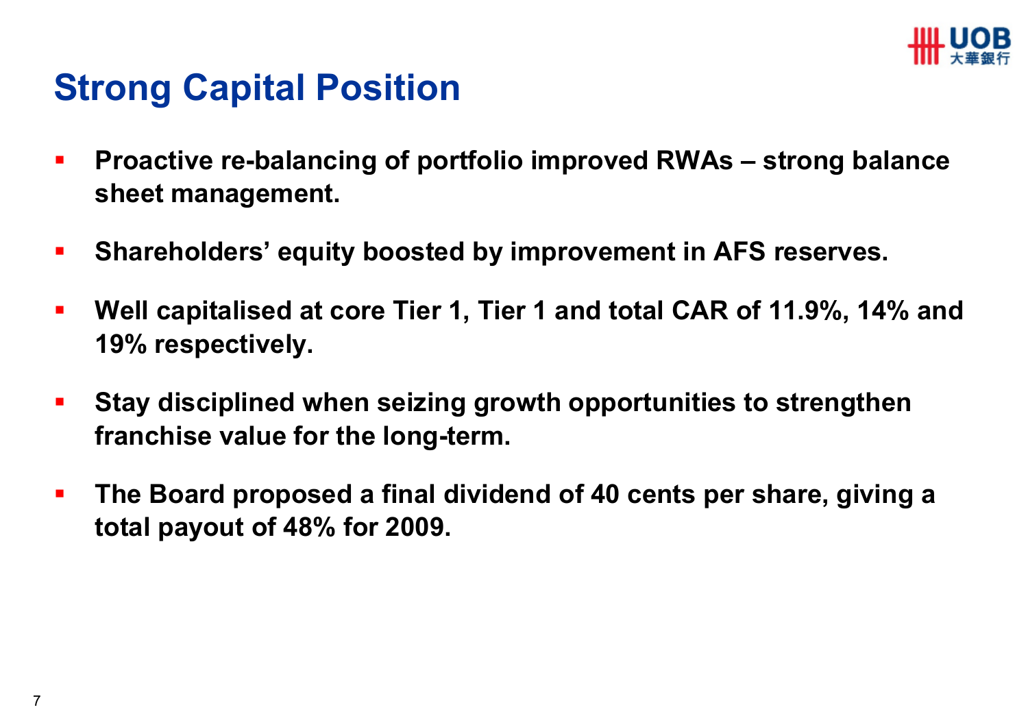# Strong Capital Position

- **Proactive re-balancing of portfolio improved RWAs – strong balance sheet management.**
- **Shareholders' equity boosted by improvement in AFS reserves.**
- **Well capitalised at core Tier 1, Tier 1 and total CAR of 11.9%, 14% and 19% respectively.**
- **Stay disciplined when seizing growth opportunities to strengthen franchise value for the long-term.**
- **The Board proposed a final dividend of 40 cents per share, giving a total payout of 48% for 2009.**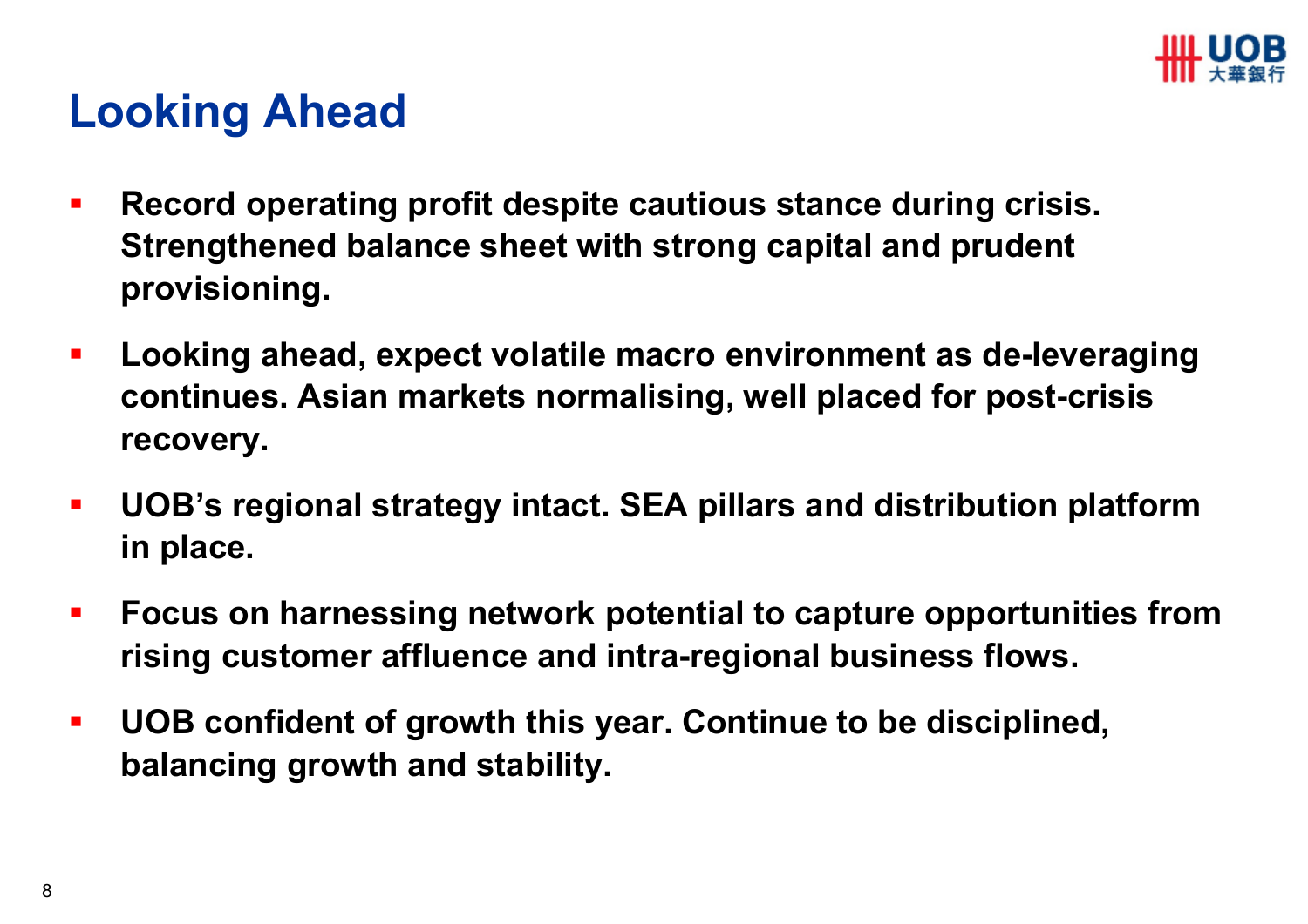# Looking Ahead

- **Record operating profit despite cautious stance during crisis. Strengthened balance sheet with strong capital and prudent provisioning.**
- **Looking ahead, expect volatile macro environment as de-leveraging continues. Asian markets normalising, well placed for post-crisis recovery.**
- **UOB's regional strategy intact. SEA pillars and distribution platform in place.**
- **Focus on harnessing network potential to capture opportunities from rising customer affluence and intra-regional business flows.**
- **UOB confident of growth this year. Continue to be disciplined, balancing growth and stability.**